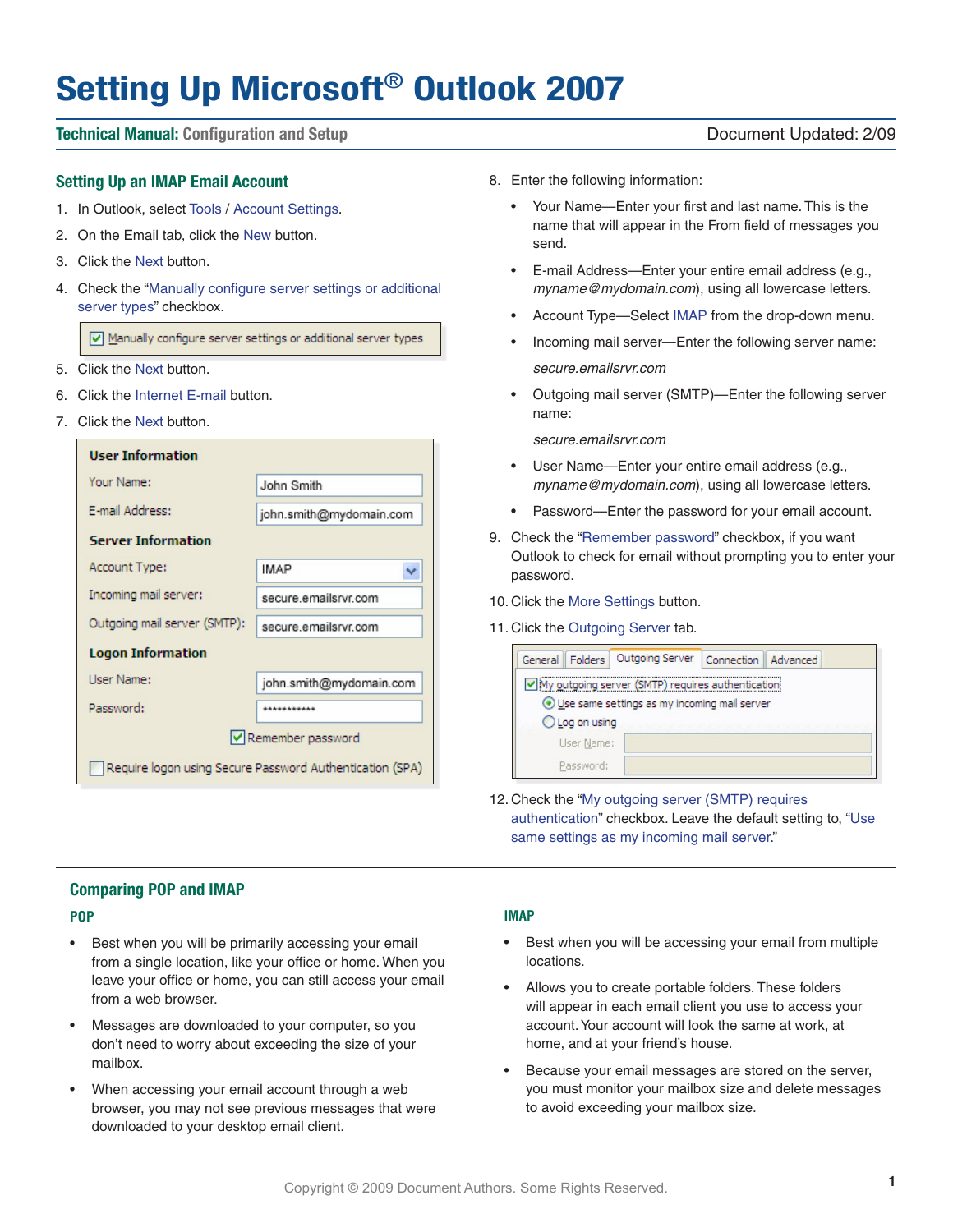# Setting Up Microsoft® Outlook 2007

**Technical Manual:** Configuration and Setup — Document Updated: 2/09

## Setting Up an IMAP Email Account

1. In Outlook, select Tools / Account Settings.
2. On the Email tab, click the New button.
3. Click the Next button.
4. Check the "Manually configure server settings or additional server types" checkbox.
5. Click the Next button.
6. Click the Internet E-mail button.
7. Click the Next button.
8. Enter the following information:
   - Your Name—Enter your first and last name. This is the name that will appear in the From field of messages you send.
   - E-mail Address—Enter your entire email address (e.g., *myname@mydomain.com*), using all lowercase letters.
   - Account Type—Select IMAP from the drop-down menu.
   - Incoming mail server—Enter the following server name:

     *secure.emailsrvr.com*
   - Outgoing mail server (SMTP)—Enter the following server name:

     *secure.emailsrvr.com*
   - User Name—Enter your entire email address (e.g., *myname@mydomain.com*), using all lowercase letters.
   - Password—Enter the password for your email account.
9. Check the "Remember password" checkbox, if you want Outlook to check for email without prompting you to enter your password.
10. Click the More Settings button.
11. Click the Outgoing Server tab.
12. Check the "My outgoing server (SMTP) requires authentication" checkbox. Leave the default setting to, "Use same settings as my incoming mail server."

## Comparing POP and IMAP

### POP

- Best when you will be primarily accessing your email from a single location, like your office or home. When you leave your office or home, you can still access your email from a web browser.
- Messages are downloaded to your computer, so you don't need to worry about exceeding the size of your mailbox.
- When accessing your email account through a web browser, you may not see previous messages that were downloaded to your desktop email client.

### IMAP

- Best when you will be accessing your email from multiple locations.
- Allows you to create portable folders. These folders will appear in each email client you use to access your account. Your account will look the same at work, at home, and at your friend's house.
- Because your email messages are stored on the server, you must monitor your mailbox size and delete messages to avoid exceeding your mailbox size.

Copyright © 2009 Document Authors. Some Rights Reserved.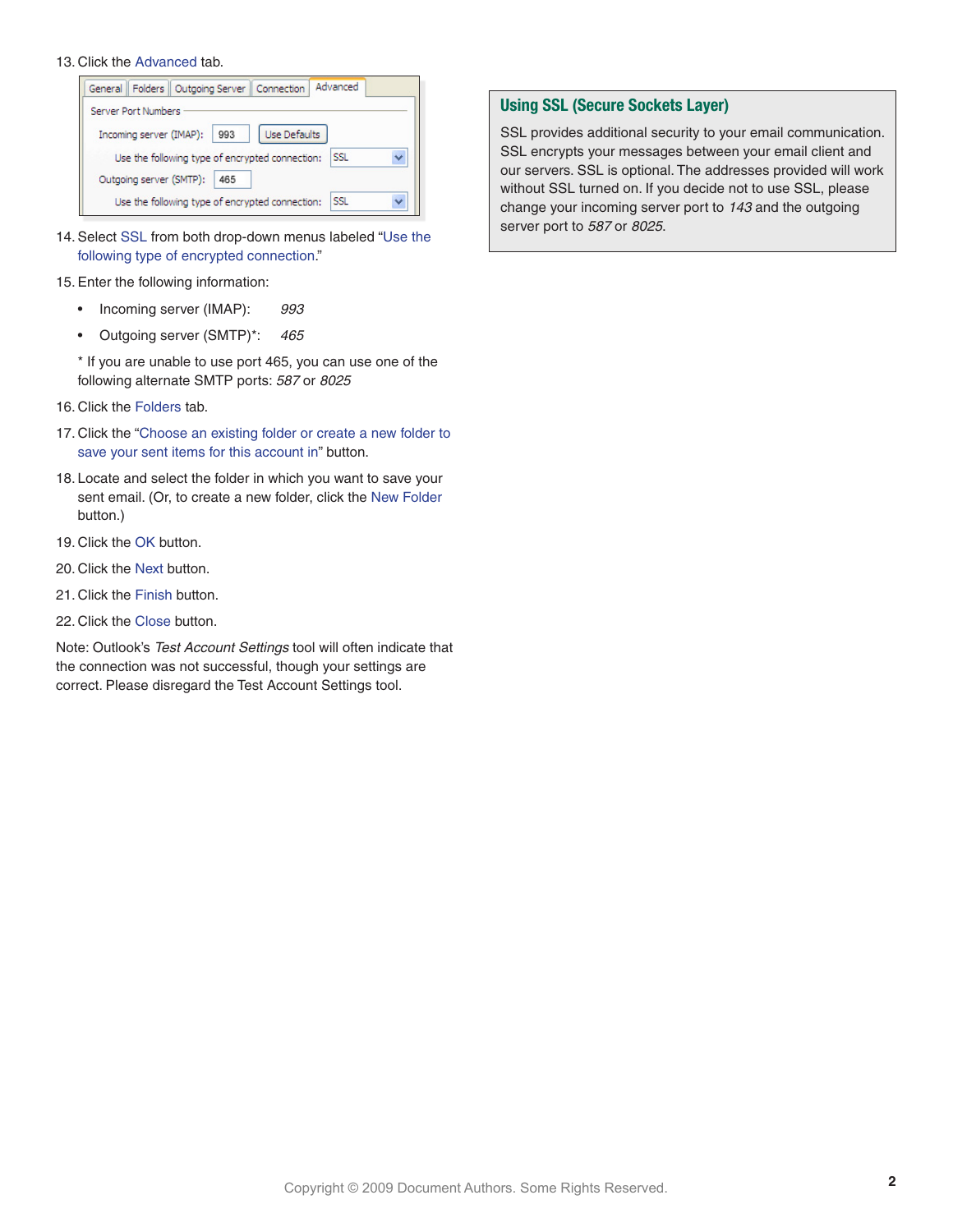13. Click the Advanced tab.

14. Select SSL from both drop-down menus labeled "Use the following type of encrypted connection."

15. Enter the following information:

    - Incoming server (IMAP): *993*
    - Outgoing server (SMTP)*: *465*

    * If you are unable to use port 465, you can use one of the following alternate SMTP ports: *587* or *8025*

16. Click the Folders tab.

17. Click the "Choose an existing folder or create a new folder to save your sent items for this account in" button.

18. Locate and select the folder in which you want to save your sent email. (Or, to create a new folder, click the New Folder button.)

19. Click the OK button.

20. Click the Next button.

21. Click the Finish button.

22. Click the Close button.

Note: Outlook's *Test Account Settings* tool will often indicate that the connection was not successful, though your settings are correct. Please disregard the Test Account Settings tool.

## Using SSL (Secure Sockets Layer)

SSL provides additional security to your email communication. SSL encrypts your messages between your email client and our servers. SSL is optional. The addresses provided will work without SSL turned on. If you decide not to use SSL, please change your incoming server port to *143* and the outgoing server port to *587* or *8025*.

Copyright © 2009 Document Authors. Some Rights Reserved.